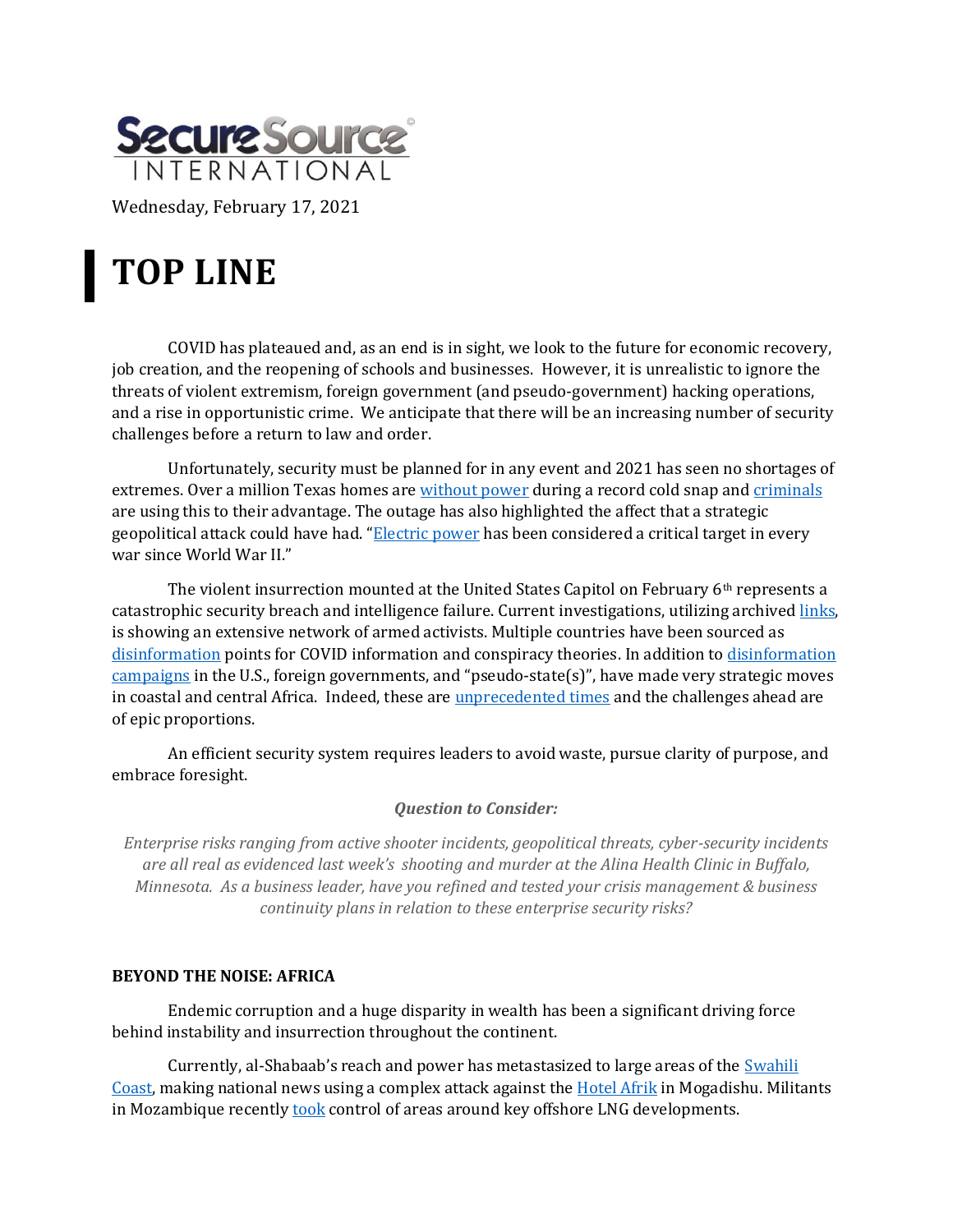SecureSource INTERNATIONAL

Wednesday, February 17, 2021

# TOP LINE

COVID has plateaued and, as an end is in sight, we look to the future for economic recovery, job creation, and the reopening of schools and businesses. However, it is unrealistic to ignore the threats of violent extremism, foreign government (and pseudo-government) hacking operations, and a rise in opportunistic crime. We anticipate that there will be an increasing number of security challenges before a return to law and order.

Unfortunately, security must be planned for in any event and 2021 has seen no shortages of extremes. Over a million Texas homes are without power during a record cold snap and criminals are using this to their advantage. The outage has also highlighted the affect that a strategic geopolitical attack could have had. "Electric power has been considered a critical target in every war since World War II."

The violent insurrection mounted at the United States Capitol on February 6th represents a catastrophic security breach and intelligence failure. Current investigations, utilizing archived links, is showing an extensive network of armed activists. Multiple countries have been sourced as disinformation points for COVID information and conspiracy theories. In addition to disinformation campaigns in the U.S., foreign governments, and "pseudo-state(s)", have made very strategic moves in coastal and central Africa. Indeed, these are unprecedented times and the challenges ahead are of epic proportions.

An efficient security system requires leaders to avoid waste, pursue clarity of purpose, and embrace foresight.

***Question to Consider:***

*Enterprise risks ranging from active shooter incidents, geopolitical threats, cyber-security incidents are all real as evidenced last week's shooting and murder at the Alina Health Clinic in Buffalo, Minnesota. As a business leader, have you refined and tested your crisis management & business continuity plans in relation to these enterprise security risks?*

**BEYOND THE NOISE: AFRICA**

Endemic corruption and a huge disparity in wealth has been a significant driving force behind instability and insurrection throughout the continent.

Currently, al-Shabaab's reach and power has metastasized to large areas of the Swahili Coast, making national news using a complex attack against the Hotel Afrik in Mogadishu. Militants in Mozambique recently took control of areas around key offshore LNG developments.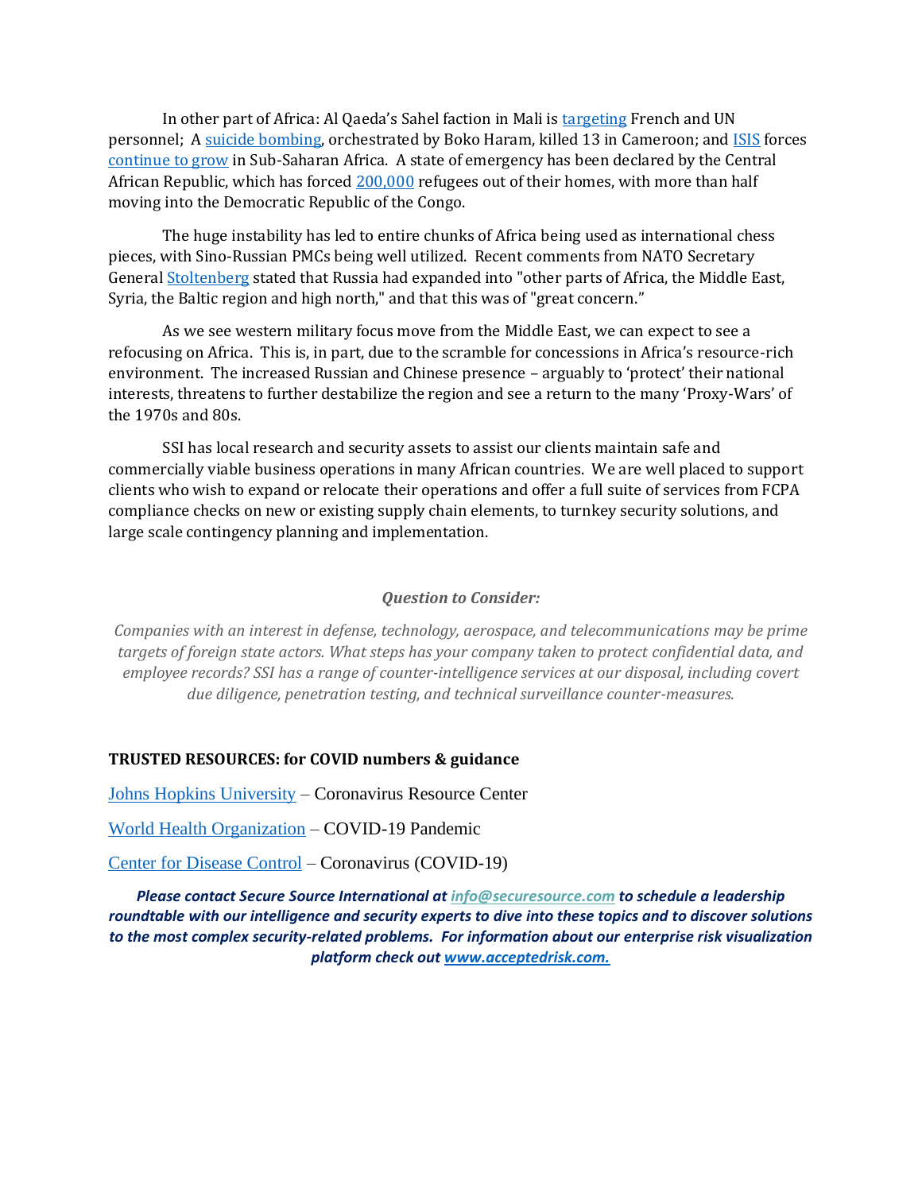In other part of Africa: Al Qaeda's Sahel faction in Mali is [targeting](#) French and UN personnel; A [suicide bombing](#), orchestrated by Boko Haram, killed 13 in Cameroon; and [ISIS](#) forces [continue to grow](#) in Sub-Saharan Africa. A state of emergency has been declared by the Central African Republic, which has forced [200,000](#) refugees out of their homes, with more than half moving into the Democratic Republic of the Congo.

The huge instability has led to entire chunks of Africa being used as international chess pieces, with Sino-Russian PMCs being well utilized. Recent comments from NATO Secretary General [Stoltenberg](#) stated that Russia had expanded into "other parts of Africa, the Middle East, Syria, the Baltic region and high north," and that this was of "great concern."

As we see western military focus move from the Middle East, we can expect to see a refocusing on Africa. This is, in part, due to the scramble for concessions in Africa's resource-rich environment. The increased Russian and Chinese presence – arguably to 'protect' their national interests, threatens to further destabilize the region and see a return to the many 'Proxy-Wars' of the 1970s and 80s.

SSI has local research and security assets to assist our clients maintain safe and commercially viable business operations in many African countries. We are well placed to support clients who wish to expand or relocate their operations and offer a full suite of services from FCPA compliance checks on new or existing supply chain elements, to turnkey security solutions, and large scale contingency planning and implementation.

***Question to Consider:***

*Companies with an interest in defense, technology, aerospace, and telecommunications may be prime targets of foreign state actors. What steps has your company taken to protect confidential data, and employee records? SSI has a range of counter-intelligence services at our disposal, including covert due diligence, penetration testing, and technical surveillance counter-measures.*

**TRUSTED RESOURCES: for COVID numbers & guidance**

[Johns Hopkins University](#) – Coronavirus Resource Center

[World Health Organization](#) – COVID-19 Pandemic

[Center for Disease Control](#) – Coronavirus (COVID-19)

***Please contact Secure Source International at [info@securesource.com](mailto:info@securesource.com) to schedule a leadership roundtable with our intelligence and security experts to dive into these topics and to discover solutions to the most complex security-related problems. For information about our enterprise risk visualization platform check out [www.acceptedrisk.com.](http://www.acceptedrisk.com)***